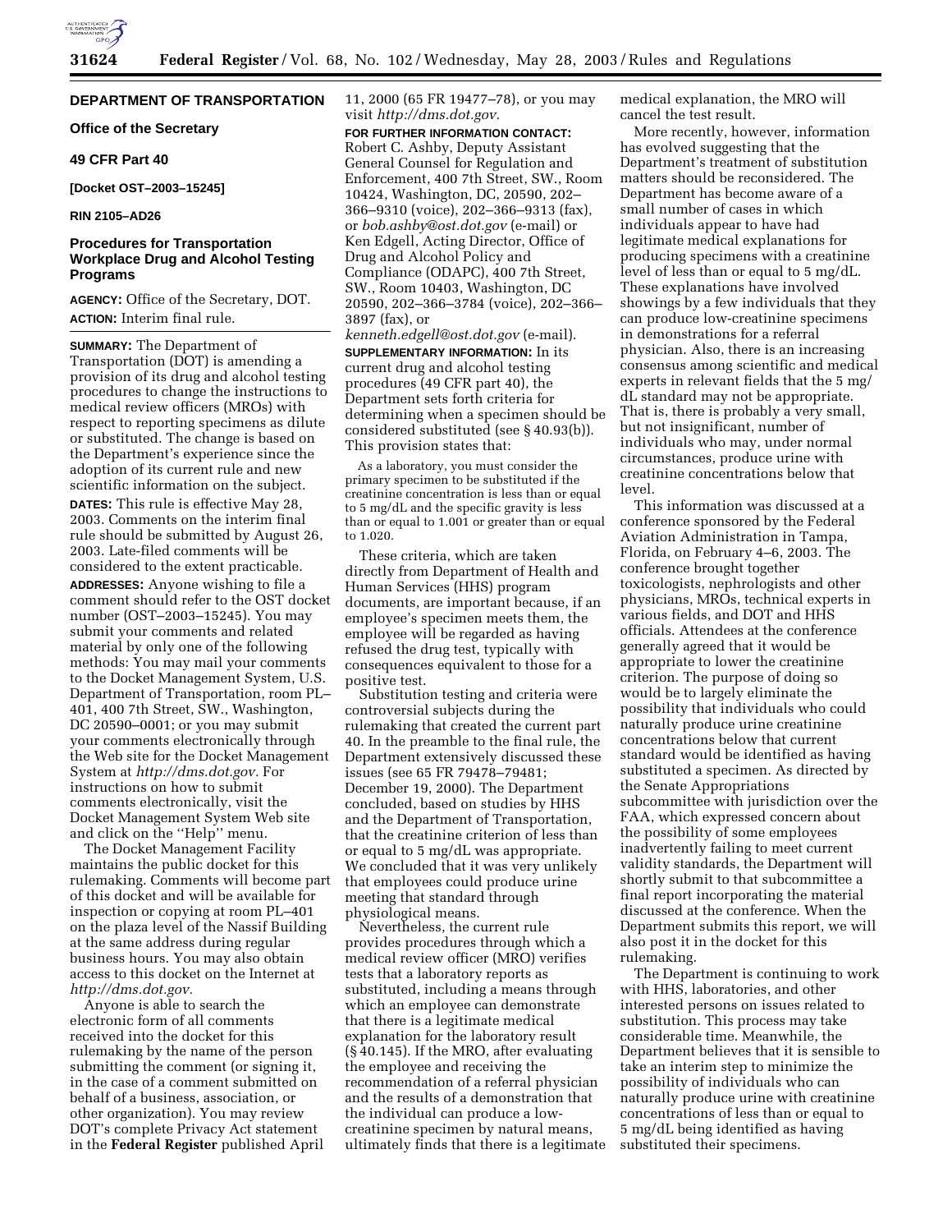**DEPARTMENT OF TRANSPORTATION**

**Office of the Secretary**

**49 CFR Part 40**

**[Docket OST–2003–15245]**

**RIN 2105–AD26**

## Procedures for Transportation Workplace Drug and Alcohol Testing Programs

**AGENCY:** Office of the Secretary, DOT.

**ACTION:** Interim final rule.

**SUMMARY:** The Department of Transportation (DOT) is amending a provision of its drug and alcohol testing procedures to change the instructions to medical review officers (MROs) with respect to reporting specimens as dilute or substituted. The change is based on the Department's experience since the adoption of its current rule and new scientific information on the subject.

**DATES:** This rule is effective May 28, 2003. Comments on the interim final rule should be submitted by August 26, 2003. Late-filed comments will be considered to the extent practicable.

**ADDRESSES:** Anyone wishing to file a comment should refer to the OST docket number (OST–2003–15245). You may submit your comments and related material by only one of the following methods: You may mail your comments to the Docket Management System, U.S. Department of Transportation, room PL–401, 400 7th Street, SW., Washington, DC 20590–0001; or you may submit your comments electronically through the Web site for the Docket Management System at *http://dms.dot.gov.* For instructions on how to submit comments electronically, visit the Docket Management System Web site and click on the ''Help'' menu.

The Docket Management Facility maintains the public docket for this rulemaking. Comments will become part of this docket and will be available for inspection or copying at room PL–401 on the plaza level of the Nassif Building at the same address during regular business hours. You may also obtain access to this docket on the Internet at *http://dms.dot.gov.*

Anyone is able to search the electronic form of all comments received into the docket for this rulemaking by the name of the person submitting the comment (or signing it, in the case of a comment submitted on behalf of a business, association, or other organization). You may review DOT's complete Privacy Act statement in the **Federal Register** published April 11, 2000 (65 FR 19477–78), or you may visit *http://dms.dot.gov.*

**FOR FURTHER INFORMATION CONTACT:** Robert C. Ashby, Deputy Assistant General Counsel for Regulation and Enforcement, 400 7th Street, SW., Room 10424, Washington, DC, 20590, 202–366–9310 (voice), 202–366–9313 (fax), or *bob.ashby@ost.dot.gov* (e-mail) or Ken Edgell, Acting Director, Office of Drug and Alcohol Policy and Compliance (ODAPC), 400 7th Street, SW., Room 10403, Washington, DC 20590, 202–366–3784 (voice), 202–366–3897 (fax), or *kenneth.edgell@ost.dot.gov* (e-mail).

**SUPPLEMENTARY INFORMATION:** In its current drug and alcohol testing procedures (49 CFR part 40), the Department sets forth criteria for determining when a specimen should be considered substituted (see § 40.93(b)). This provision states that:

> As a laboratory, you must consider the primary specimen to be substituted if the creatinine concentration is less than or equal to 5 mg/dL and the specific gravity is less than or equal to 1.001 or greater than or equal to 1.020.

These criteria, which are taken directly from Department of Health and Human Services (HHS) program documents, are important because, if an employee's specimen meets them, the employee will be regarded as having refused the drug test, typically with consequences equivalent to those for a positive test.

Substitution testing and criteria were controversial subjects during the rulemaking that created the current part 40. In the preamble to the final rule, the Department extensively discussed these issues (see 65 FR 79478–79481; December 19, 2000). The Department concluded, based on studies by HHS and the Department of Transportation, that the creatinine criterion of less than or equal to 5 mg/dL was appropriate. We concluded that it was very unlikely that employees could produce urine meeting that standard through physiological means.

Nevertheless, the current rule provides procedures through which a medical review officer (MRO) verifies tests that a laboratory reports as substituted, including a means through which an employee can demonstrate that there is a legitimate medical explanation for the laboratory result (§ 40.145). If the MRO, after evaluating the employee and receiving the recommendation of a referral physician and the results of a demonstration that the individual can produce a low-creatinine specimen by natural means, ultimately finds that there is a legitimate medical explanation, the MRO will cancel the test result.

More recently, however, information has evolved suggesting that the Department's treatment of substitution matters should be reconsidered. The Department has become aware of a small number of cases in which individuals appear to have had legitimate medical explanations for producing specimens with a creatinine level of less than or equal to 5 mg/dL. These explanations have involved showings by a few individuals that they can produce low-creatinine specimens in demonstrations for a referral physician. Also, there is an increasing consensus among scientific and medical experts in relevant fields that the 5 mg/dL standard may not be appropriate. That is, there is probably a very small, but not insignificant, number of individuals who may, under normal circumstances, produce urine with creatinine concentrations below that level.

This information was discussed at a conference sponsored by the Federal Aviation Administration in Tampa, Florida, on February 4–6, 2003. The conference brought together toxicologists, nephrologists and other physicians, MROs, technical experts in various fields, and DOT and HHS officials. Attendees at the conference generally agreed that it would be appropriate to lower the creatinine criterion. The purpose of doing so would be to largely eliminate the possibility that individuals who could naturally produce urine creatinine concentrations below that current standard would be identified as having substituted a specimen. As directed by the Senate Appropriations subcommittee with jurisdiction over the FAA, which expressed concern about the possibility of some employees inadvertently failing to meet current validity standards, the Department will shortly submit to that subcommittee a final report incorporating the material discussed at the conference. When the Department submits this report, we will also post it in the docket for this rulemaking.

The Department is continuing to work with HHS, laboratories, and other interested persons on issues related to substitution. This process may take considerable time. Meanwhile, the Department believes that it is sensible to take an interim step to minimize the possibility of individuals who can naturally produce urine with creatinine concentrations of less than or equal to 5 mg/dL being identified as having substituted their specimens.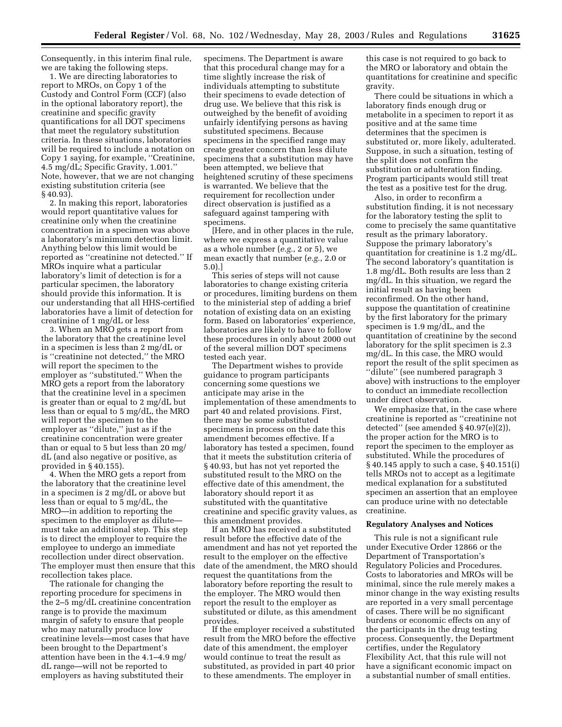Consequently, in this interim final rule, we are taking the following steps.

1. We are directing laboratories to report to MROs, on Copy 1 of the Custody and Control Form (CCF) (also in the optional laboratory report), the creatinine and specific gravity quantifications for all DOT specimens that meet the regulatory substitution criteria. In these situations, laboratories will be required to include a notation on Copy 1 saying, for example, ''Creatinine, 4.5 mg/dL; Specific Gravity, 1.001.'' Note, however, that we are not changing existing substitution criteria (see § 40.93).

2. In making this report, laboratories would report quantitative values for creatinine only when the creatinine concentration in a specimen was above a laboratory's minimum detection limit. Anything below this limit would be reported as ''creatinine not detected.'' If MROs inquire what a particular laboratory's limit of detection is for a particular specimen, the laboratory should provide this information. It is our understanding that all HHS-certified laboratories have a limit of detection for creatinine of 1 mg/dL or less

3. When an MRO gets a report from the laboratory that the creatinine level in a specimen is less than 2 mg/dL or is ''creatinine not detected,'' the MRO will report the specimen to the employer as ''substituted.'' When the MRO gets a report from the laboratory that the creatinine level in a specimen is greater than or equal to 2 mg/dL but less than or equal to 5 mg/dL, the MRO will report the specimen to the employer as ''dilute,'' just as if the creatinine concentration were greater than or equal to 5 but less than 20 mg/dL (and also negative or positive, as provided in § 40.155).

4. When the MRO gets a report from the laboratory that the creatinine level in a specimen is 2 mg/dL or above but less than or equal to 5 mg/dL, the MRO—in addition to reporting the specimen to the employer as dilute—must take an additional step. This step is to direct the employer to require the employee to undergo an immediate recollection under direct observation. The employer must then ensure that this recollection takes place.

The rationale for changing the reporting procedure for specimens in the 2–5 mg/dL creatinine concentration range is to provide the maximum margin of safety to ensure that people who may naturally produce low creatinine levels—most cases that have been brought to the Department's attention have been in the 4.1–4.9 mg/dL range—will not be reported to employers as having substituted their specimens. The Department is aware that this procedural change may for a time slightly increase the risk of individuals attempting to substitute their specimens to evade detection of drug use. We believe that this risk is outweighed by the benefit of avoiding unfairly identifying persons as having substituted specimens. Because specimens in the specified range may create greater concern than less dilute specimens that a substitution may have been attempted, we believe that heightened scrutiny of these specimens is warranted. We believe that the requirement for recollection under direct observation is justified as a safeguard against tampering with specimens.

[Here, and in other places in the rule, where we express a quantitative value as a whole number (*e.g.*, 2 or 5), we mean exactly that number (*e.g.*, 2.0 or 5.0).]

This series of steps will not cause laboratories to change existing criteria or procedures, limiting burdens on them to the ministerial step of adding a brief notation of existing data on an existing form. Based on laboratories' experience, laboratories are likely to have to follow these procedures in only about 2000 out of the several million DOT specimens tested each year.

The Department wishes to provide guidance to program participants concerning some questions we anticipate may arise in the implementation of these amendments to part 40 and related provisions. First, there may be some substituted specimens in process on the date this amendment becomes effective. If a laboratory has tested a specimen, found that it meets the substitution criteria of § 40.93, but has not yet reported the substituted result to the MRO on the effective date of this amendment, the laboratory should report it as substituted with the quantitative creatinine and specific gravity values, as this amendment provides.

If an MRO has received a substituted result before the effective date of the amendment and has not yet reported the result to the employer on the effective date of the amendment, the MRO should request the quantitations from the laboratory before reporting the result to the employer. The MRO would then report the result to the employer as substituted or dilute, as this amendment provides.

If the employer received a substituted result from the MRO before the effective date of this amendment, the employer would continue to treat the result as substituted, as provided in part 40 prior to these amendments. The employer in this case is not required to go back to the MRO or laboratory and obtain the quantitations for creatinine and specific gravity.

There could be situations in which a laboratory finds enough drug or metabolite in a specimen to report it as positive and at the same time determines that the specimen is substituted or, more likely, adulterated. Suppose, in such a situation, testing of the split does not confirm the substitution or adulteration finding. Program participants would still treat the test as a positive test for the drug.

Also, in order to reconfirm a substitution finding, it is not necessary for the laboratory testing the split to come to precisely the same quantitative result as the primary laboratory. Suppose the primary laboratory's quantitation for creatinine is 1.2 mg/dL. The second laboratory's quantitation is 1.8 mg/dL. Both results are less than 2 mg/dL. In this situation, we regard the initial result as having been reconfirmed. On the other hand, suppose the quantitation of creatinine by the first laboratory for the primary specimen is 1.9 mg/dL, and the quantitation of creatinine by the second laboratory for the split specimen is 2.3 mg/dL. In this case, the MRO would report the result of the split specimen as ''dilute'' (see numbered paragraph 3 above) with instructions to the employer to conduct an immediate recollection under direct observation.

We emphasize that, in the case where creatinine is reported as ''creatinine not detected'' (see amended § 40.97(e)(2)), the proper action for the MRO is to report the specimen to the employer as substituted. While the procedures of § 40.145 apply to such a case, § 40.151(i) tells MROs not to accept as a legitimate medical explanation for a substituted specimen an assertion that an employee can produce urine with no detectable creatinine.

### Regulatory Analyses and Notices

This rule is not a significant rule under Executive Order 12866 or the Department of Transportation's Regulatory Policies and Procedures. Costs to laboratories and MROs will be minimal, since the rule merely makes a minor change in the way existing results are reported in a very small percentage of cases. There will be no significant burdens or economic effects on any of the participants in the drug testing process. Consequently, the Department certifies, under the Regulatory Flexibility Act, that this rule will not have a significant economic impact on a substantial number of small entities.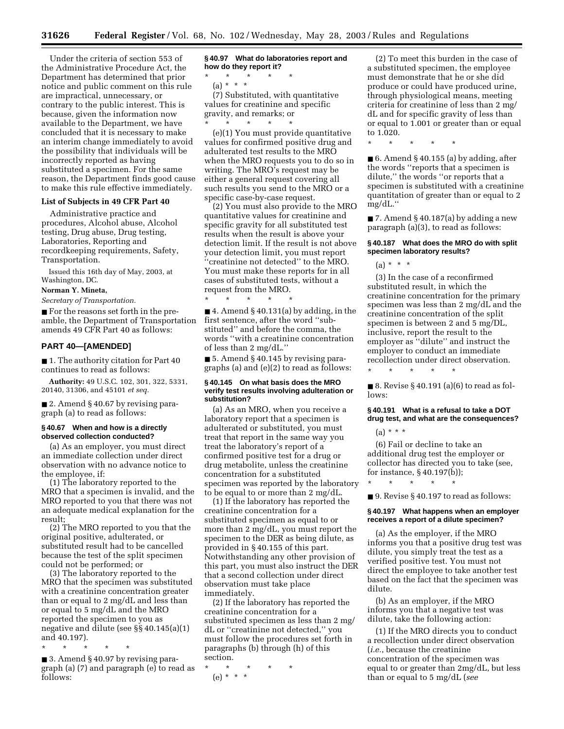Under the criteria of section 553 of the Administrative Procedure Act, the Department has determined that prior notice and public comment on this rule are impractical, unnecessary, or contrary to the public interest. This is because, given the information now available to the Department, we have concluded that it is necessary to make an interim change immediately to avoid the possibility that individuals will be incorrectly reported as having substituted a specimen. For the same reason, the Department finds good cause to make this rule effective immediately.

### List of Subjects in 49 CFR Part 40

Administrative practice and procedures, Alcohol abuse, Alcohol testing, Drug abuse, Drug testing, Laboratories, Reporting and recordkeeping requirements, Safety, Transportation.

Issued this 16th day of May, 2003, at Washington, DC.

**Norman Y. Mineta,**

*Secretary of Transportation.*

■ For the reasons set forth in the preamble, the Department of Transportation amends 49 CFR Part 40 as follows:

## PART 40—[AMENDED]

■ 1. The authority citation for Part 40 continues to read as follows:

**Authority:** 49 U.S.C. 102, 301, 322, 5331, 20140, 31306, and 45101 *et seq.*

■ 2. Amend § 40.67 by revising paragraph (a) to read as follows:

#### § 40.67 When and how is a directly observed collection conducted?

(a) As an employer, you must direct an immediate collection under direct observation with no advance notice to the employee, if:

(1) The laboratory reported to the MRO that a specimen is invalid, and the MRO reported to you that there was not an adequate medical explanation for the result;

(2) The MRO reported to you that the original positive, adulterated, or substituted result had to be cancelled because the test of the split specimen could not be performed; or

(3) The laboratory reported to the MRO that the specimen was substituted with a creatinine concentration greater than or equal to 2 mg/dL and less than or equal to 5 mg/dL and the MRO reported the specimen to you as negative and dilute (see §§ 40.145(a)(1) and 40.197).

\* \* \* \* \*

■ 3. Amend § 40.97 by revising paragraph (a) (7) and paragraph (e) to read as follows:

#### § 40.97 What do laboratories report and how do they report it?

\* \* \* \* \*

(a) \* \* \*

(7) Substituted, with quantitative values for creatinine and specific gravity, and remarks; or

\* \* \* \* \*

(e)(1) You must provide quantitative values for confirmed positive drug and adulterated test results to the MRO when the MRO requests you to do so in writing. The MRO's request may be either a general request covering all such results you send to the MRO or a specific case-by-case request.

(2) You must also provide to the MRO quantitative values for creatinine and specific gravity for all substituted test results when the result is above your detection limit. If the result is not above your detection limit, you must report "creatinine not detected" to the MRO. You must make these reports for in all cases of substituted tests, without a request from the MRO.

\* \* \* \* \*

■ 4. Amend § 40.131(a) by adding, in the first sentence, after the word "substituted" and before the comma, the words "with a creatinine concentration of less than 2 mg/dL."

■ 5. Amend § 40.145 by revising paragraphs (a) and (e)(2) to read as follows:

#### § 40.145 On what basis does the MRO verify test results involving adulteration or substitution?

(a) As an MRO, when you receive a laboratory report that a specimen is adulterated or substituted, you must treat that report in the same way you treat the laboratory's report of a confirmed positive test for a drug or drug metabolite, unless the creatinine concentration for a substituted specimen was reported by the laboratory to be equal to or more than 2 mg/dL.

(1) If the laboratory has reported the creatinine concentration for a substituted specimen as equal to or more than 2 mg/dL, you must report the specimen to the DER as being dilute, as provided in § 40.155 of this part. Notwithstanding any other provision of this part, you must also instruct the DER that a second collection under direct observation must take place immediately.

(2) If the laboratory has reported the creatinine concentration for a substituted specimen as less than 2 mg/dL or "creatinine not detected," you must follow the procedures set forth in paragraphs (b) through (h) of this section.

\* \* \* \* \*

(e) \* \* \*

(2) To meet this burden in the case of a substituted specimen, the employee must demonstrate that he or she did produce or could have produced urine, through physiological means, meeting criteria for creatinine of less than 2 mg/dL and for specific gravity of less than or equal to 1.001 or greater than or equal to 1.020.

\* \* \* \* \*

■ 6. Amend § 40.155 (a) by adding, after the words "reports that a specimen is dilute," the words "or reports that a specimen is substituted with a creatinine quantitation of greater than or equal to 2 mg/dL."

■ 7. Amend § 40.187(a) by adding a new paragraph (a)(3), to read as follows:

#### § 40.187 What does the MRO do with split specimen laboratory results?

(a) \* \* \*

(3) In the case of a reconfirmed substituted result, in which the creatinine concentration for the primary specimen was less than 2 mg/dL and the creatinine concentration of the split specimen is between 2 and 5 mg/DL, inclusive, report the result to the employer as "dilute" and instruct the employer to conduct an immediate recollection under direct observation.

\* \* \* \* \*

■ 8. Revise § 40.191 (a)(6) to read as follows:

#### § 40.191 What is a refusal to take a DOT drug test, and what are the consequences?

(a) \* \* \*

(6) Fail or decline to take an additional drug test the employer or collector has directed you to take (see, for instance, § 40.197(b));

\* \* \* \* \*

■ 9. Revise § 40.197 to read as follows:

#### § 40.197 What happens when an employer receives a report of a dilute specimen?

(a) As the employer, if the MRO informs you that a positive drug test was dilute, you simply treat the test as a verified positive test. You must not direct the employee to take another test based on the fact that the specimen was dilute.

(b) As an employer, if the MRO informs you that a negative test was dilute, take the following action:

(1) If the MRO directs you to conduct a recollection under direct observation (*i.e.*, because the creatinine concentration of the specimen was equal to or greater than 2mg/dL, but less than or equal to 5 mg/dL (*see*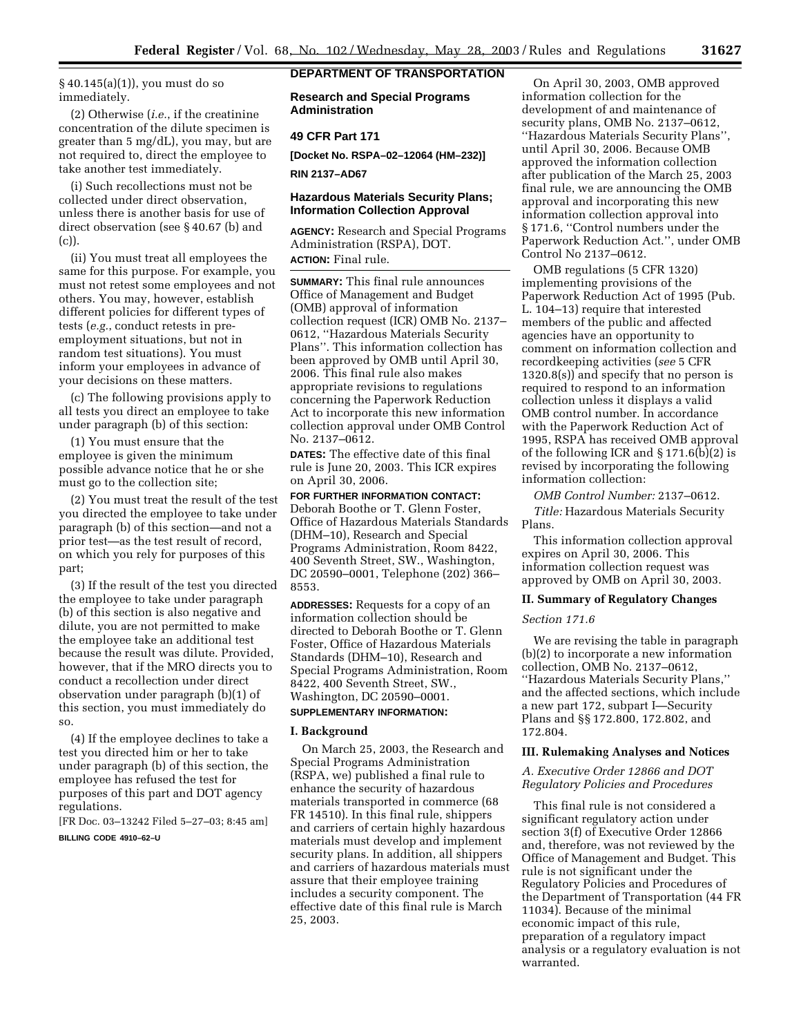§ 40.145(a)(1)), you must do so immediately.

(2) Otherwise (*i.e.*, if the creatinine concentration of the dilute specimen is greater than 5 mg/dL), you may, but are not required to, direct the employee to take another test immediately.

(i) Such recollections must not be collected under direct observation, unless there is another basis for use of direct observation (see § 40.67 (b) and (c)).

(ii) You must treat all employees the same for this purpose. For example, you must not retest some employees and not others. You may, however, establish different policies for different types of tests (*e.g.*, conduct retests in pre-employment situations, but not in random test situations). You must inform your employees in advance of your decisions on these matters.

(c) The following provisions apply to all tests you direct an employee to take under paragraph (b) of this section:

(1) You must ensure that the employee is given the minimum possible advance notice that he or she must go to the collection site;

(2) You must treat the result of the test you directed the employee to take under paragraph (b) of this section—and not a prior test—as the test result of record, on which you rely for purposes of this part;

(3) If the result of the test you directed the employee to take under paragraph (b) of this section is also negative and dilute, you are not permitted to make the employee take an additional test because the result was dilute. Provided, however, that if the MRO directs you to conduct a recollection under direct observation under paragraph (b)(1) of this section, you must immediately do so.

(4) If the employee declines to take a test you directed him or her to take under paragraph (b) of this section, the employee has refused the test for purposes of this part and DOT agency regulations.

[FR Doc. 03–13242 Filed 5–27–03; 8:45 am]

**BILLING CODE 4910–62–U**

## DEPARTMENT OF TRANSPORTATION

### Research and Special Programs Administration

### 49 CFR Part 171

**[Docket No. RSPA–02–12064 (HM–232)]**

**RIN 2137–AD67**

### Hazardous Materials Security Plans; Information Collection Approval

**AGENCY:** Research and Special Programs Administration (RSPA), DOT.

**ACTION:** Final rule.

**SUMMARY:** This final rule announces Office of Management and Budget (OMB) approval of information collection request (ICR) OMB No. 2137–0612, ''Hazardous Materials Security Plans''. This information collection has been approved by OMB until April 30, 2006. This final rule also makes appropriate revisions to regulations concerning the Paperwork Reduction Act to incorporate this new information collection approval under OMB Control No. 2137–0612.

**DATES:** The effective date of this final rule is June 20, 2003. This ICR expires on April 30, 2006.

**FOR FURTHER INFORMATION CONTACT:** Deborah Boothe or T. Glenn Foster, Office of Hazardous Materials Standards (DHM–10), Research and Special Programs Administration, Room 8422, 400 Seventh Street, SW., Washington, DC 20590–0001, Telephone (202) 366–8553.

**ADDRESSES:** Requests for a copy of an information collection should be directed to Deborah Boothe or T. Glenn Foster, Office of Hazardous Materials Standards (DHM–10), Research and Special Programs Administration, Room 8422, 400 Seventh Street, SW., Washington, DC 20590–0001.

**SUPPLEMENTARY INFORMATION:**

#### I. Background

On March 25, 2003, the Research and Special Programs Administration (RSPA, we) published a final rule to enhance the security of hazardous materials transported in commerce (68 FR 14510). In this final rule, shippers and carriers of certain highly hazardous materials must develop and implement security plans. In addition, all shippers and carriers of hazardous materials must assure that their employee training includes a security component. The effective date of this final rule is March 25, 2003.

On April 30, 2003, OMB approved information collection for the development of and maintenance of security plans, OMB No. 2137–0612, ''Hazardous Materials Security Plans'', until April 30, 2006. Because OMB approved the information collection after publication of the March 25, 2003 final rule, we are announcing the OMB approval and incorporating this new information collection approval into § 171.6, ''Control numbers under the Paperwork Reduction Act.'', under OMB Control No 2137–0612.

OMB regulations (5 CFR 1320) implementing provisions of the Paperwork Reduction Act of 1995 (Pub. L. 104–13) require that interested members of the public and affected agencies have an opportunity to comment on information collection and recordkeeping activities (*see* 5 CFR 1320.8(s)) and specify that no person is required to respond to an information collection unless it displays a valid OMB control number. In accordance with the Paperwork Reduction Act of 1995, RSPA has received OMB approval of the following ICR and § 171.6(b)(2) is revised by incorporating the following information collection:

*OMB Control Number:* 2137–0612.

*Title:* Hazardous Materials Security Plans.

This information collection approval expires on April 30, 2006. This information collection request was approved by OMB on April 30, 2003.

#### II. Summary of Regulatory Changes

*Section 171.6*

We are revising the table in paragraph (b)(2) to incorporate a new information collection, OMB No. 2137–0612, ''Hazardous Materials Security Plans,'' and the affected sections, which include a new part 172, subpart I—Security Plans and §§ 172.800, 172.802, and 172.804.

#### III. Rulemaking Analyses and Notices

*A. Executive Order 12866 and DOT Regulatory Policies and Procedures*

This final rule is not considered a significant regulatory action under section 3(f) of Executive Order 12866 and, therefore, was not reviewed by the Office of Management and Budget. This rule is not significant under the Regulatory Policies and Procedures of the Department of Transportation (44 FR 11034). Because of the minimal economic impact of this rule, preparation of a regulatory impact analysis or a regulatory evaluation is not warranted.